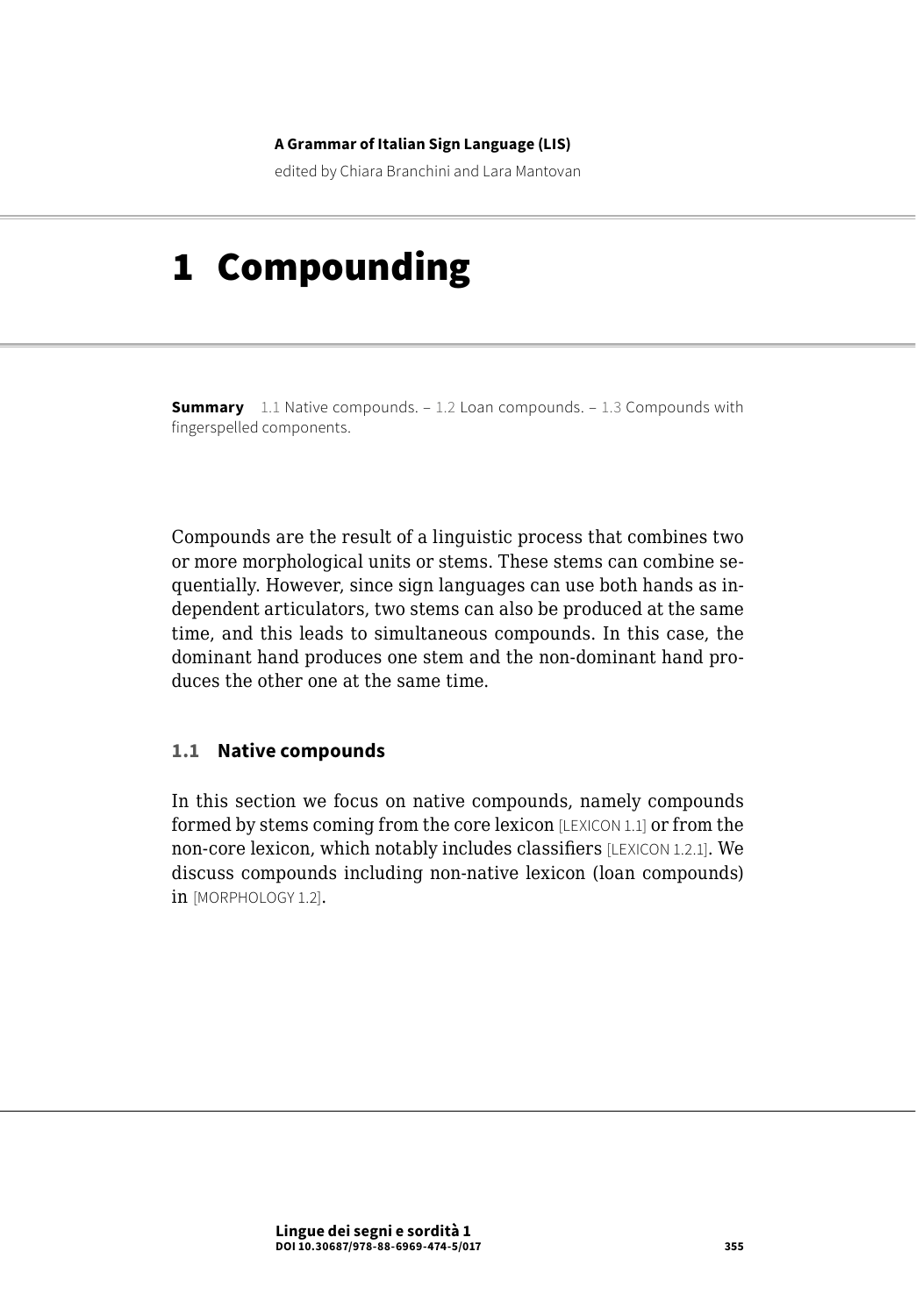A Grammar of Italian Sign Language (LIS)

edited by Chiara Branchini and Lara Mantovan

# 1 Compounding

**Summary** 1.1 Native compounds. – 1.2 Loan compounds. – 1.3 Compounds with fingerspelled components.

Compounds are the result of a linguistic process that combines two or more morphological units or stems. These stems can combine sequentially. However, since sign languages can use both hands as independent articulators, two stems can also be produced at the same time, and this leads to simultaneous compounds. In this case, the dominant hand produces one stem and the non-dominant hand produces the other one at the same time.

## 1.1 Native compounds

In this section we focus on native compounds, namely compounds formed by stems coming from the core lexicon [LEXICON 1.1] or from the non-core lexicon, which notably includes classifiers [LEXICON 1.2.1]. We discuss compounds including non-native lexicon (loan compounds) in [MORPHOLOGY 1.2].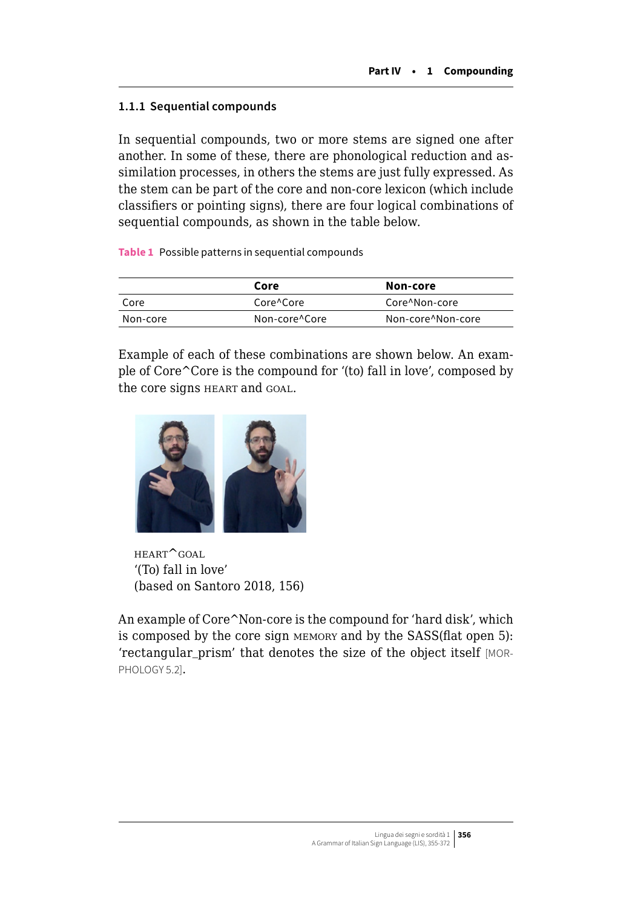### 1.1.1 Sequential compounds

In sequential compounds, two or more stems are signed one after another. In some of these, there are phonological reduction and assimilation processes, in others the stems are just fully expressed. As the stem can be part of the core and non-core lexicon (which include classifiers or pointing signs), there are four logical combinations of sequential compounds, as shown in the table below.

**Table 1** Possible patterns in sequential compounds

| | **Core** | **Non-core** |
|---|---|---|
| Core | Core^Core | Core^Non-core |
| Non-core | Non-core^Core | Non-core^Non-core |

Example of each of these combinations are shown below. An example of Core^Core is the compound for '(to) fall in love', composed by the core signs HEART and GOAL.

HEART^GOAL
'(To) fall in love'
(based on Santoro 2018, 156)

An example of Core^Non-core is the compound for 'hard disk', which is composed by the core sign MEMORY and by the SASS(flat open 5): 'rectangular_prism' that denotes the size of the object itself [MORPHOLOGY 5.2].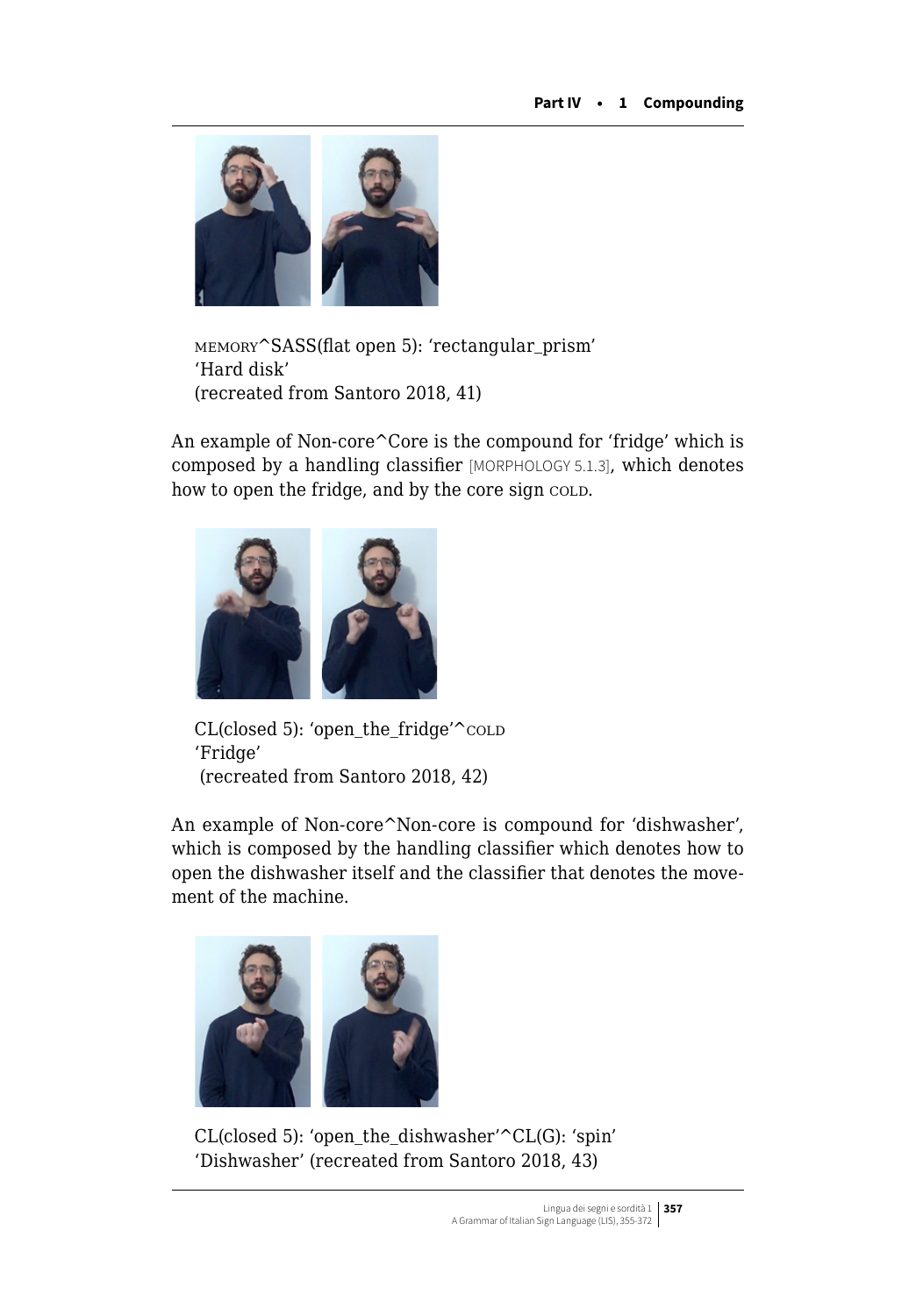MEMORY^SASS(flat open 5): 'rectangular_prism'
'Hard disk'
(recreated from Santoro 2018, 41)

An example of Non-core^Core is the compound for 'fridge' which is composed by a handling classifier [MORPHOLOGY 5.1.3], which denotes how to open the fridge, and by the core sign COLD.

CL(closed 5): 'open_the_fridge'^COLD
'Fridge'
(recreated from Santoro 2018, 42)

An example of Non-core^Non-core is compound for 'dishwasher', which is composed by the handling classifier which denotes how to open the dishwasher itself and the classifier that denotes the movement of the machine.

CL(closed 5): 'open_the_dishwasher'^CL(G): 'spin'
'Dishwasher' (recreated from Santoro 2018, 43)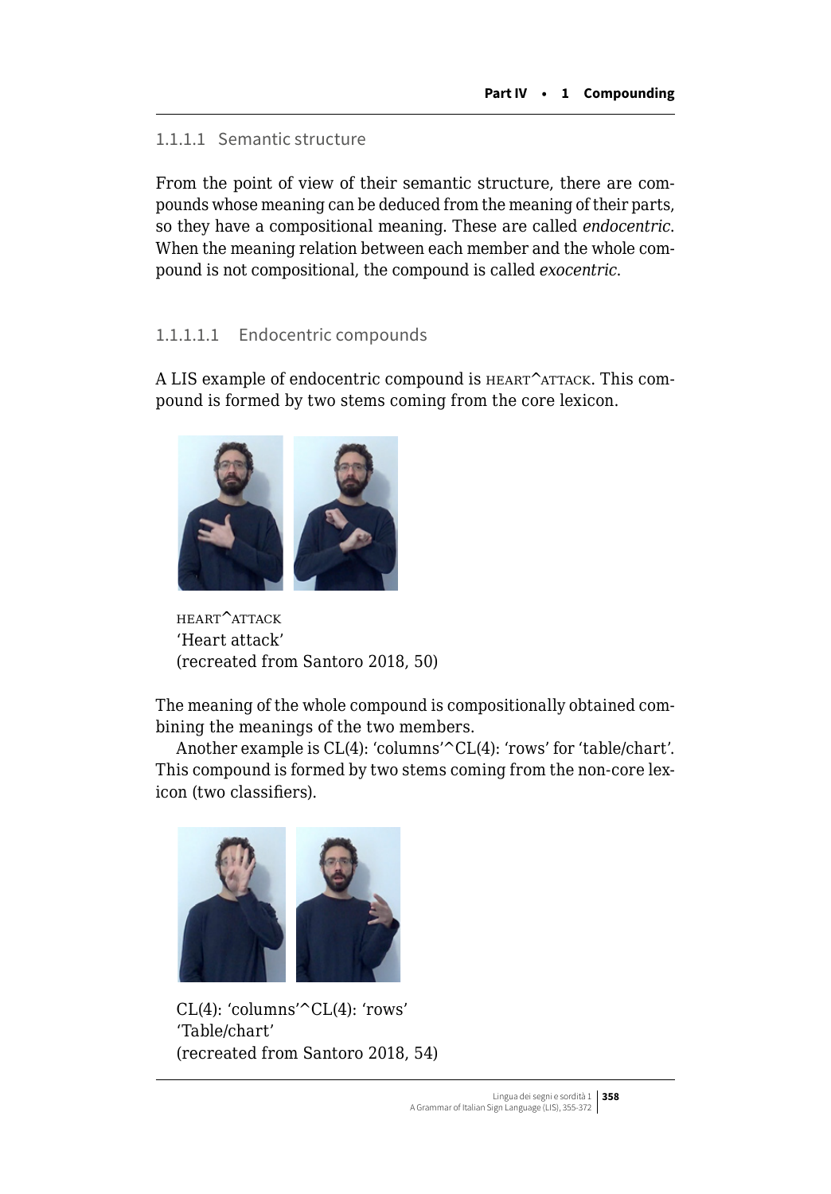### 1.1.1.1 Semantic structure

From the point of view of their semantic structure, there are compounds whose meaning can be deduced from the meaning of their parts, so they have a compositional meaning. These are called *endocentric*. When the meaning relation between each member and the whole compound is not compositional, the compound is called *exocentric*.

#### 1.1.1.1.1 Endocentric compounds

A LIS example of endocentric compound is HEART^ATTACK. This compound is formed by two stems coming from the core lexicon.

HEART^ATTACK
'Heart attack'
(recreated from Santoro 2018, 50)

The meaning of the whole compound is compositionally obtained combining the meanings of the two members.

Another example is CL(4): 'columns'^CL(4): 'rows' for 'table/chart'. This compound is formed by two stems coming from the non-core lexicon (two classifiers).

CL(4): 'columns'^CL(4): 'rows'
'Table/chart'
(recreated from Santoro 2018, 54)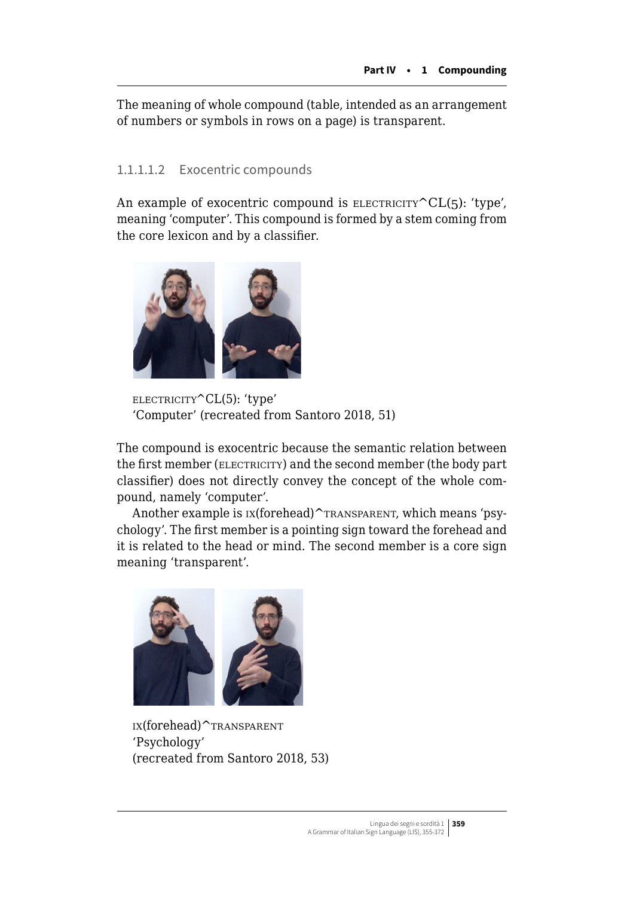The meaning of whole compound (table, intended as an arrangement of numbers or symbols in rows on a page) is transparent.

#### 1.1.1.1.2 Exocentric compounds

An example of exocentric compound is ELECTRICITY^CL(5): 'type', meaning 'computer'. This compound is formed by a stem coming from the core lexicon and by a classifier.

ELECTRICITY^CL(5): 'type'
'Computer' (recreated from Santoro 2018, 51)

The compound is exocentric because the semantic relation between the first member (ELECTRICITY) and the second member (the body part classifier) does not directly convey the concept of the whole compound, namely 'computer'.

Another example is IX(forehead)^TRANSPARENT, which means 'psychology'. The first member is a pointing sign toward the forehead and it is related to the head or mind. The second member is a core sign meaning 'transparent'.

IX(forehead)^TRANSPARENT
'Psychology'
(recreated from Santoro 2018, 53)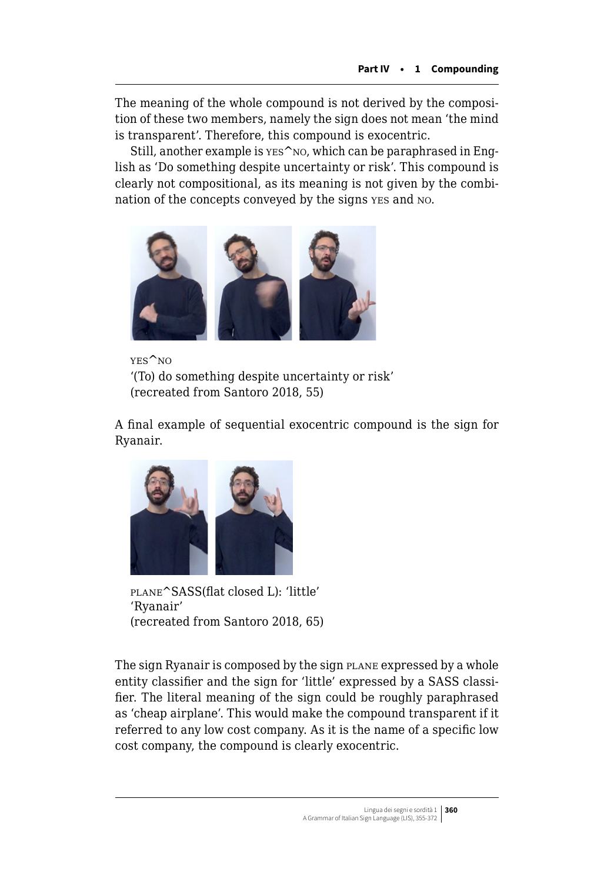The meaning of the whole compound is not derived by the composition of these two members, namely the sign does not mean 'the mind is transparent'. Therefore, this compound is exocentric.

Still, another example is YES^NO, which can be paraphrased in English as 'Do something despite uncertainty or risk'. This compound is clearly not compositional, as its meaning is not given by the combination of the concepts conveyed by the signs YES and NO.

YES^NO
'(To) do something despite uncertainty or risk'
(recreated from Santoro 2018, 55)

A final example of sequential exocentric compound is the sign for Ryanair.

PLANE^SASS(flat closed L): 'little'
'Ryanair'
(recreated from Santoro 2018, 65)

The sign Ryanair is composed by the sign PLANE expressed by a whole entity classifier and the sign for 'little' expressed by a SASS classifier. The literal meaning of the sign could be roughly paraphrased as 'cheap airplane'. This would make the compound transparent if it referred to any low cost company. As it is the name of a specific low cost company, the compound is clearly exocentric.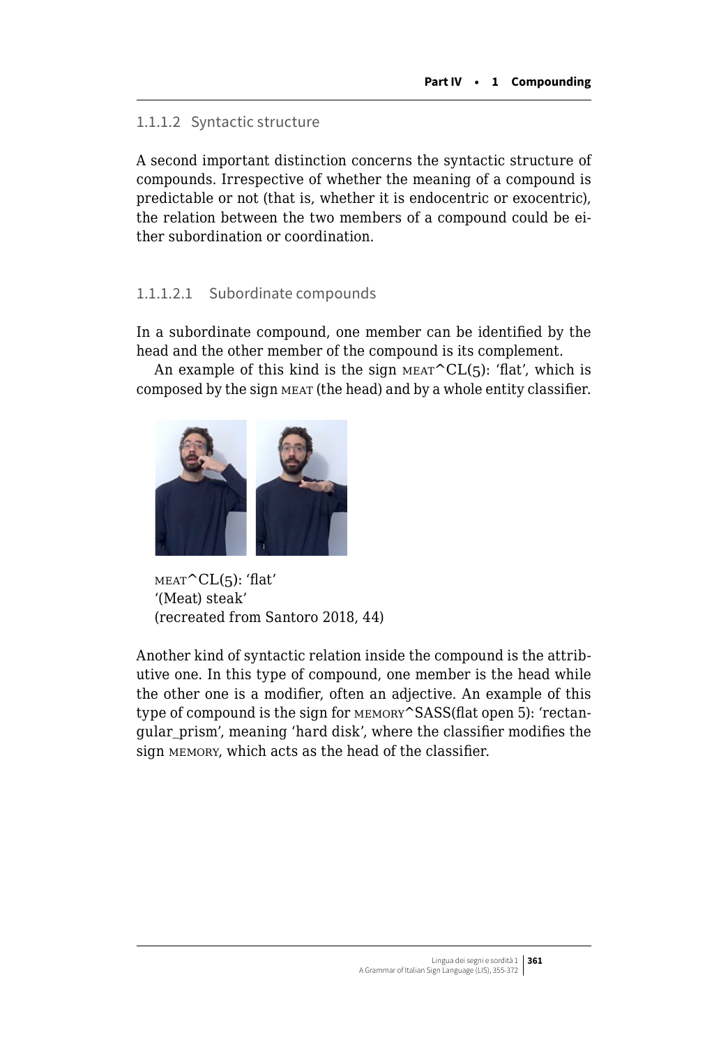### 1.1.1.2 Syntactic structure

A second important distinction concerns the syntactic structure of compounds. Irrespective of whether the meaning of a compound is predictable or not (that is, whether it is endocentric or exocentric), the relation between the two members of a compound could be either subordination or coordination.

#### 1.1.1.2.1 Subordinate compounds

In a subordinate compound, one member can be identified by the head and the other member of the compound is its complement.

An example of this kind is the sign MEAT^CL(5): 'flat', which is composed by the sign MEAT (the head) and by a whole entity classifier.

MEAT^CL(5): 'flat'
'(Meat) steak'
(recreated from Santoro 2018, 44)

Another kind of syntactic relation inside the compound is the attributive one. In this type of compound, one member is the head while the other one is a modifier, often an adjective. An example of this type of compound is the sign for MEMORY^SASS(flat open 5): 'rectangular_prism', meaning 'hard disk', where the classifier modifies the sign MEMORY, which acts as the head of the classifier.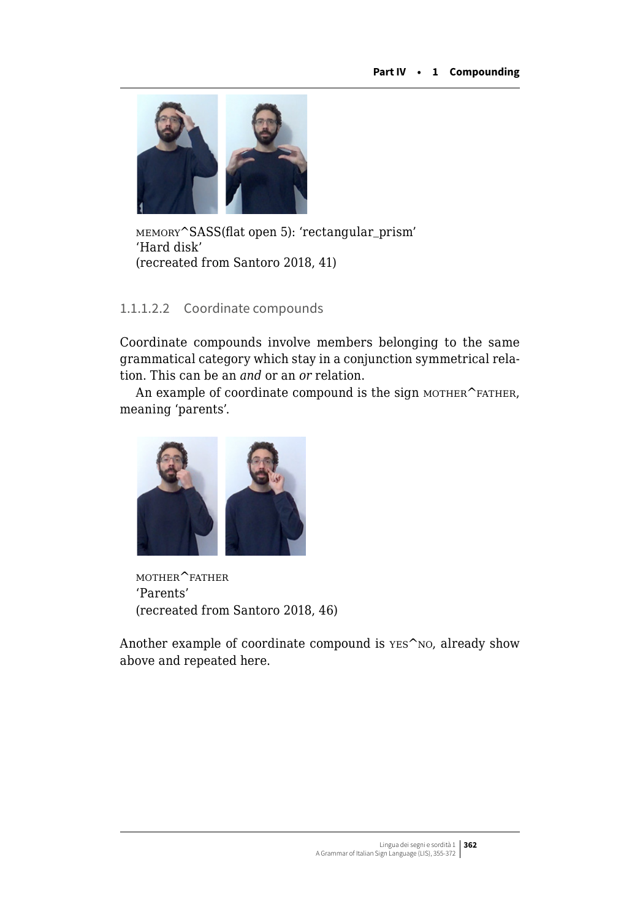MEMORY^SASS(flat open 5): 'rectangular_prism'
'Hard disk'
(recreated from Santoro 2018, 41)

#### 1.1.1.2.2 Coordinate compounds

Coordinate compounds involve members belonging to the same grammatical category which stay in a conjunction symmetrical relation. This can be an *and* or an *or* relation.

An example of coordinate compound is the sign MOTHER^FATHER, meaning 'parents'.

MOTHER^FATHER
'Parents'
(recreated from Santoro 2018, 46)

Another example of coordinate compound is YES^NO, already show above and repeated here.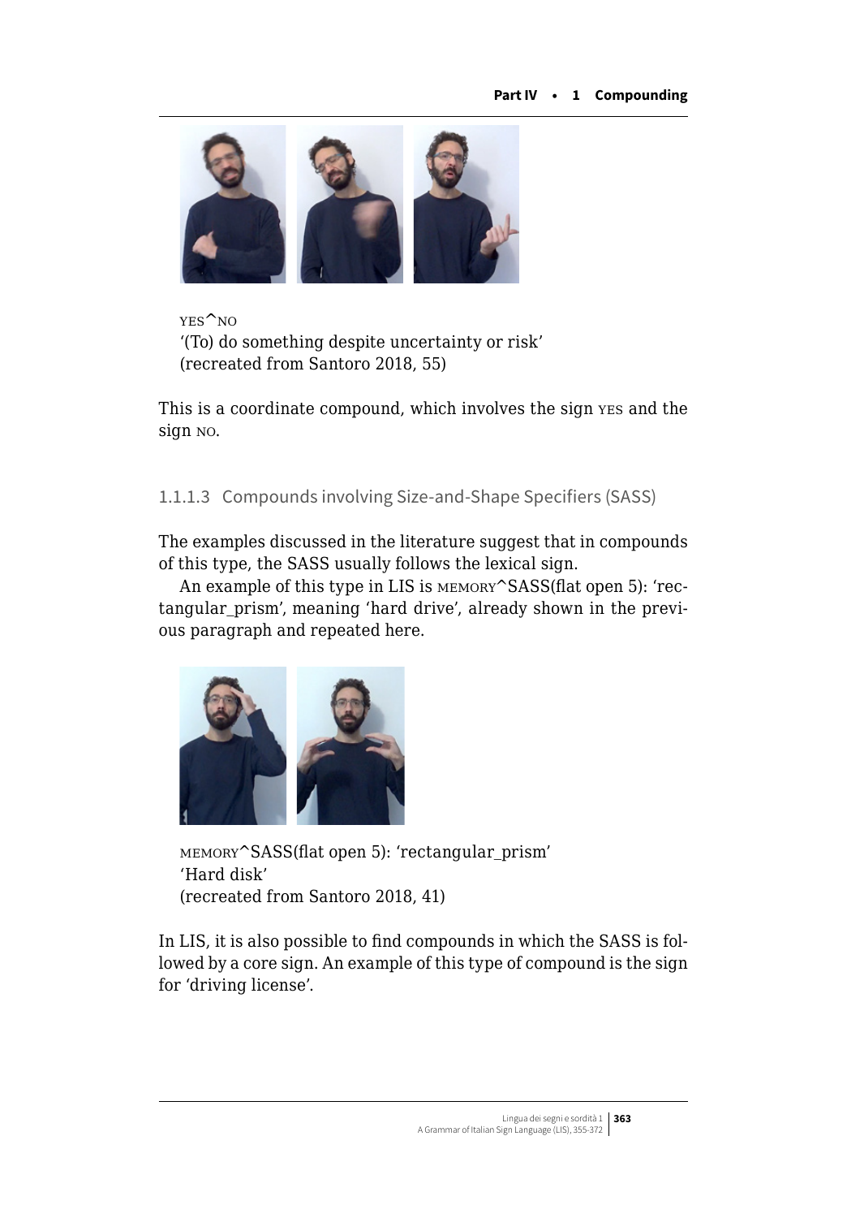YES^NO
'(To) do something despite uncertainty or risk'
(recreated from Santoro 2018, 55)

This is a coordinate compound, which involves the sign YES and the sign NO.

#### 1.1.1.3 Compounds involving Size-and-Shape Specifiers (SASS)

The examples discussed in the literature suggest that in compounds of this type, the SASS usually follows the lexical sign.

An example of this type in LIS is MEMORY^SASS(flat open 5): 'rectangular_prism', meaning 'hard drive', already shown in the previous paragraph and repeated here.

MEMORY^SASS(flat open 5): 'rectangular_prism'
'Hard disk'
(recreated from Santoro 2018, 41)

In LIS, it is also possible to find compounds in which the SASS is followed by a core sign. An example of this type of compound is the sign for 'driving license'.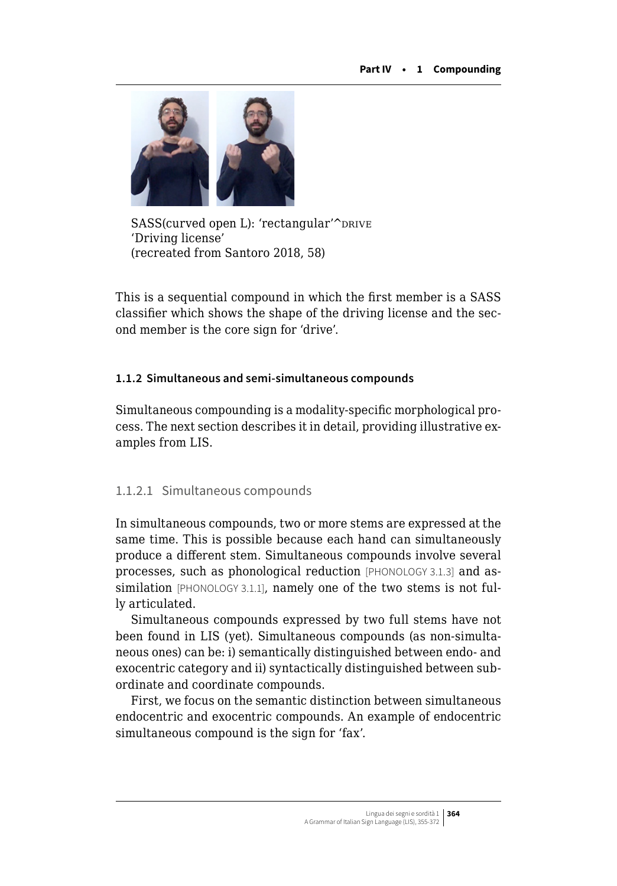SASS(curved open L): 'rectangular'^DRIVE
'Driving license'
(recreated from Santoro 2018, 58)

This is a sequential compound in which the first member is a SASS classifier which shows the shape of the driving license and the second member is the core sign for 'drive'.

### 1.1.2 Simultaneous and semi-simultaneous compounds

Simultaneous compounding is a modality-specific morphological process. The next section describes it in detail, providing illustrative examples from LIS.

#### 1.1.2.1 Simultaneous compounds

In simultaneous compounds, two or more stems are expressed at the same time. This is possible because each hand can simultaneously produce a different stem. Simultaneous compounds involve several processes, such as phonological reduction [PHONOLOGY 3.1.3] and assimilation [PHONOLOGY 3.1.1], namely one of the two stems is not fully articulated.

Simultaneous compounds expressed by two full stems have not been found in LIS (yet). Simultaneous compounds (as non-simultaneous ones) can be: i) semantically distinguished between endo- and exocentric category and ii) syntactically distinguished between subordinate and coordinate compounds.

First, we focus on the semantic distinction between simultaneous endocentric and exocentric compounds. An example of endocentric simultaneous compound is the sign for 'fax'.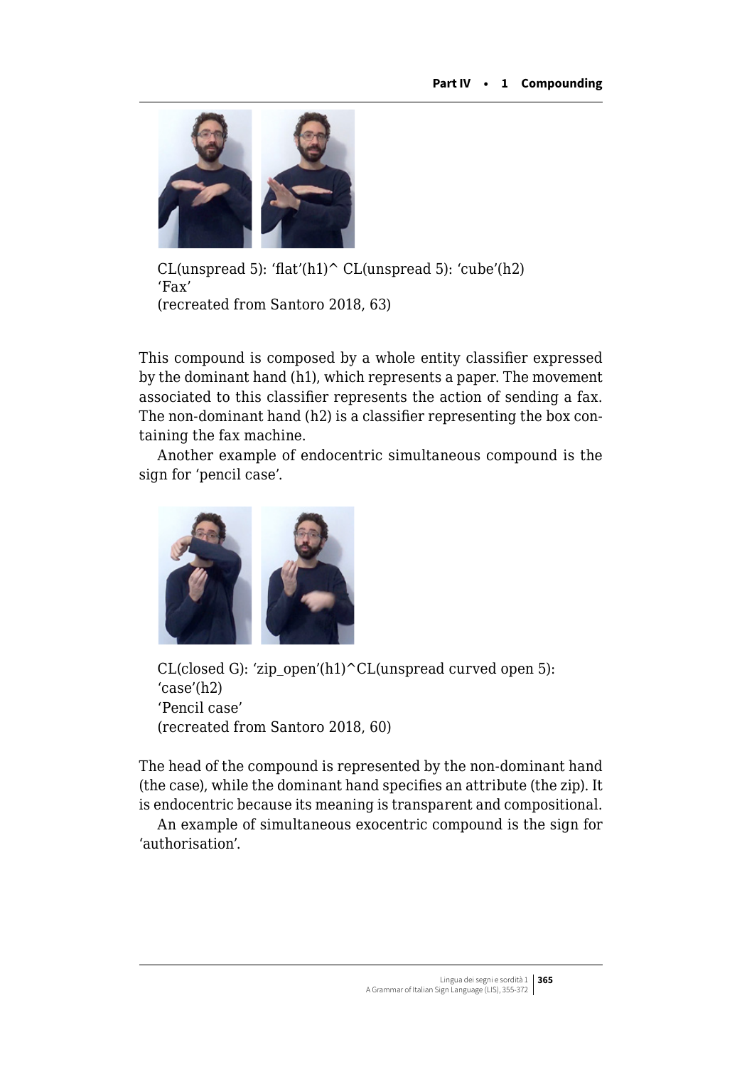CL(unspread 5): 'flat'(h1)^ CL(unspread 5): 'cube'(h2)
'Fax'
(recreated from Santoro 2018, 63)

This compound is composed by a whole entity classifier expressed by the dominant hand (h1), which represents a paper. The movement associated to this classifier represents the action of sending a fax. The non-dominant hand (h2) is a classifier representing the box containing the fax machine.

Another example of endocentric simultaneous compound is the sign for 'pencil case'.

CL(closed G): 'zip_open'(h1)^CL(unspread curved open 5): 'case'(h2)
'Pencil case'
(recreated from Santoro 2018, 60)

The head of the compound is represented by the non-dominant hand (the case), while the dominant hand specifies an attribute (the zip). It is endocentric because its meaning is transparent and compositional.

An example of simultaneous exocentric compound is the sign for 'authorisation'.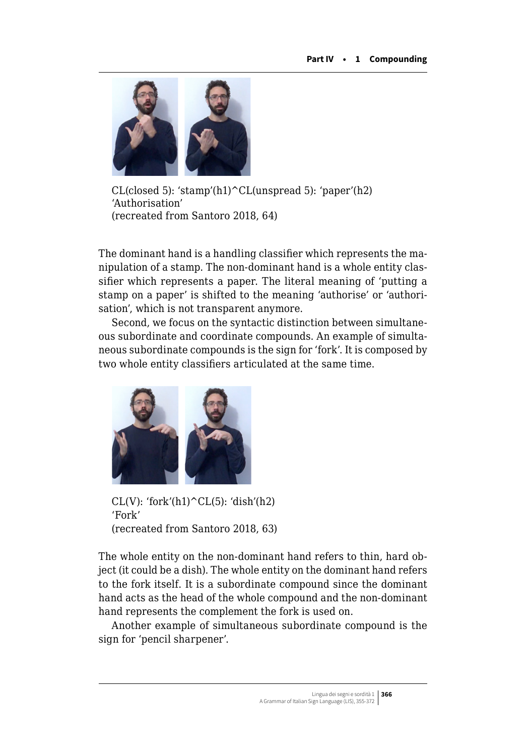CL(closed 5): 'stamp'(h1)^CL(unspread 5): 'paper'(h2)
'Authorisation'
(recreated from Santoro 2018, 64)

The dominant hand is a handling classifier which represents the manipulation of a stamp. The non-dominant hand is a whole entity classifier which represents a paper. The literal meaning of 'putting a stamp on a paper' is shifted to the meaning 'authorise' or 'authorisation', which is not transparent anymore.

Second, we focus on the syntactic distinction between simultaneous subordinate and coordinate compounds. An example of simultaneous subordinate compounds is the sign for 'fork'. It is composed by two whole entity classifiers articulated at the same time.

CL(V): 'fork'(h1)^CL(5): 'dish'(h2)
'Fork'
(recreated from Santoro 2018, 63)

The whole entity on the non-dominant hand refers to thin, hard object (it could be a dish). The whole entity on the dominant hand refers to the fork itself. It is a subordinate compound since the dominant hand acts as the head of the whole compound and the non-dominant hand represents the complement the fork is used on.

Another example of simultaneous subordinate compound is the sign for 'pencil sharpener'.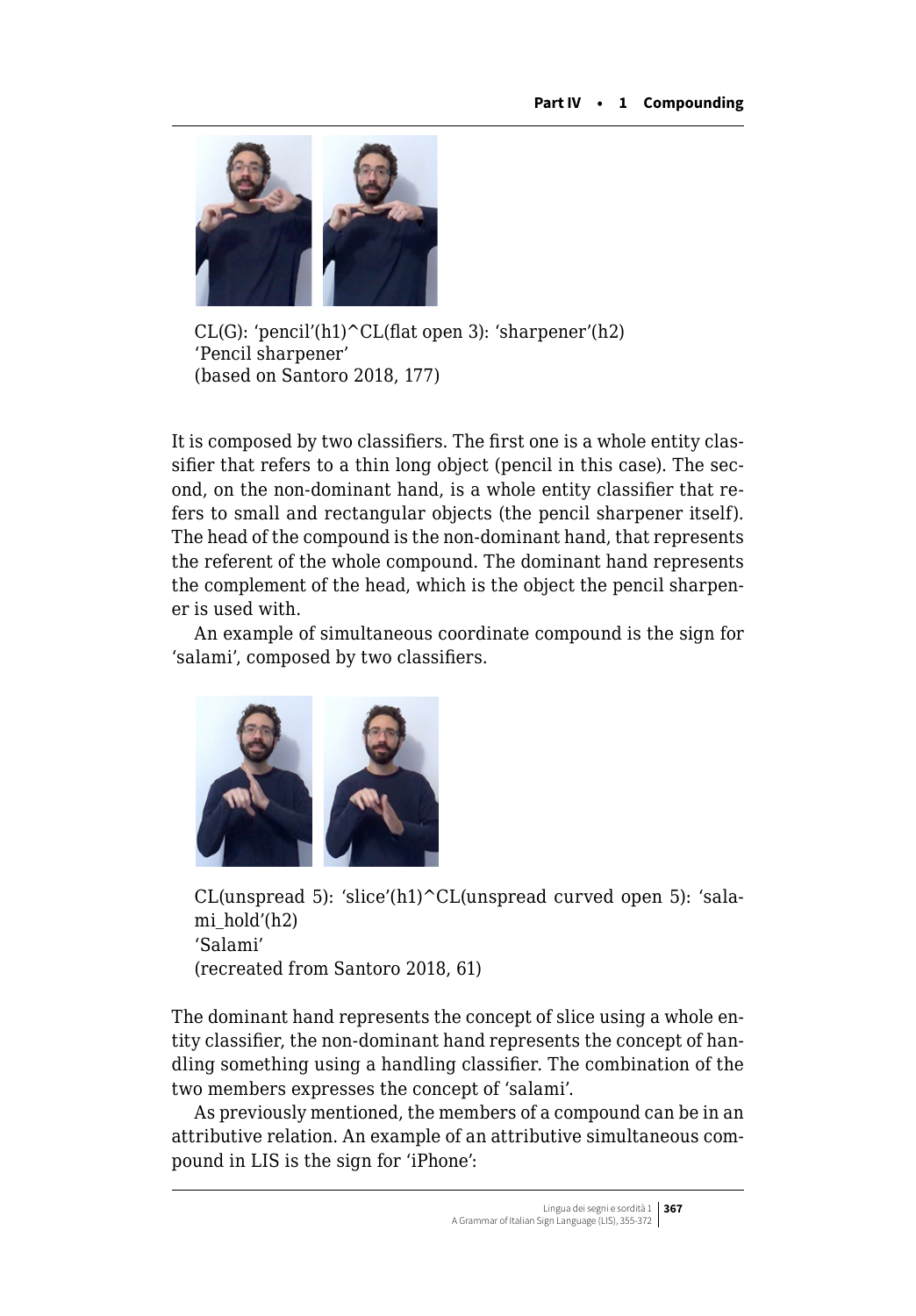CL(G): 'pencil'(h1)^CL(flat open 3): 'sharpener'(h2)
'Pencil sharpener'
(based on Santoro 2018, 177)

It is composed by two classifiers. The first one is a whole entity classifier that refers to a thin long object (pencil in this case). The second, on the non-dominant hand, is a whole entity classifier that refers to small and rectangular objects (the pencil sharpener itself). The head of the compound is the non-dominant hand, that represents the referent of the whole compound. The dominant hand represents the complement of the head, which is the object the pencil sharpener is used with.

An example of simultaneous coordinate compound is the sign for 'salami', composed by two classifiers.

CL(unspread 5): 'slice'(h1)^CL(unspread curved open 5): 'salami_hold'(h2)
'Salami'
(recreated from Santoro 2018, 61)

The dominant hand represents the concept of slice using a whole entity classifier, the non-dominant hand represents the concept of handling something using a handling classifier. The combination of the two members expresses the concept of 'salami'.

As previously mentioned, the members of a compound can be in an attributive relation. An example of an attributive simultaneous compound in LIS is the sign for 'iPhone':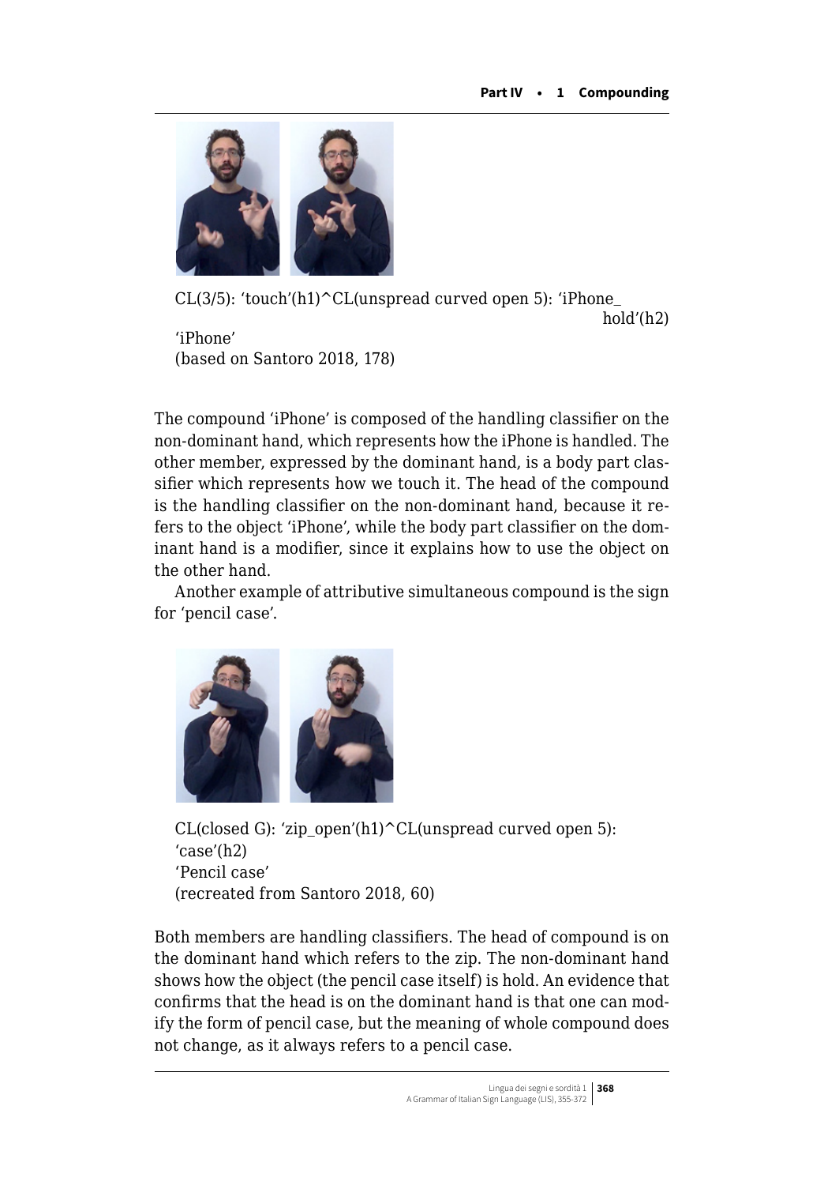CL(3/5): 'touch'(h1)^CL(unspread curved open 5): 'iPhone_hold'(h2)

'iPhone'

(based on Santoro 2018, 178)

The compound 'iPhone' is composed of the handling classifier on the non-dominant hand, which represents how the iPhone is handled. The other member, expressed by the dominant hand, is a body part classifier which represents how we touch it. The head of the compound is the handling classifier on the non-dominant hand, because it refers to the object 'iPhone', while the body part classifier on the dominant hand is a modifier, since it explains how to use the object on the other hand.

Another example of attributive simultaneous compound is the sign for 'pencil case'.

CL(closed G): 'zip_open'(h1)^CL(unspread curved open 5): 'case'(h2)

'Pencil case'

(recreated from Santoro 2018, 60)

Both members are handling classifiers. The head of compound is on the dominant hand which refers to the zip. The non-dominant hand shows how the object (the pencil case itself) is hold. An evidence that confirms that the head is on the dominant hand is that one can modify the form of pencil case, but the meaning of whole compound does not change, as it always refers to a pencil case.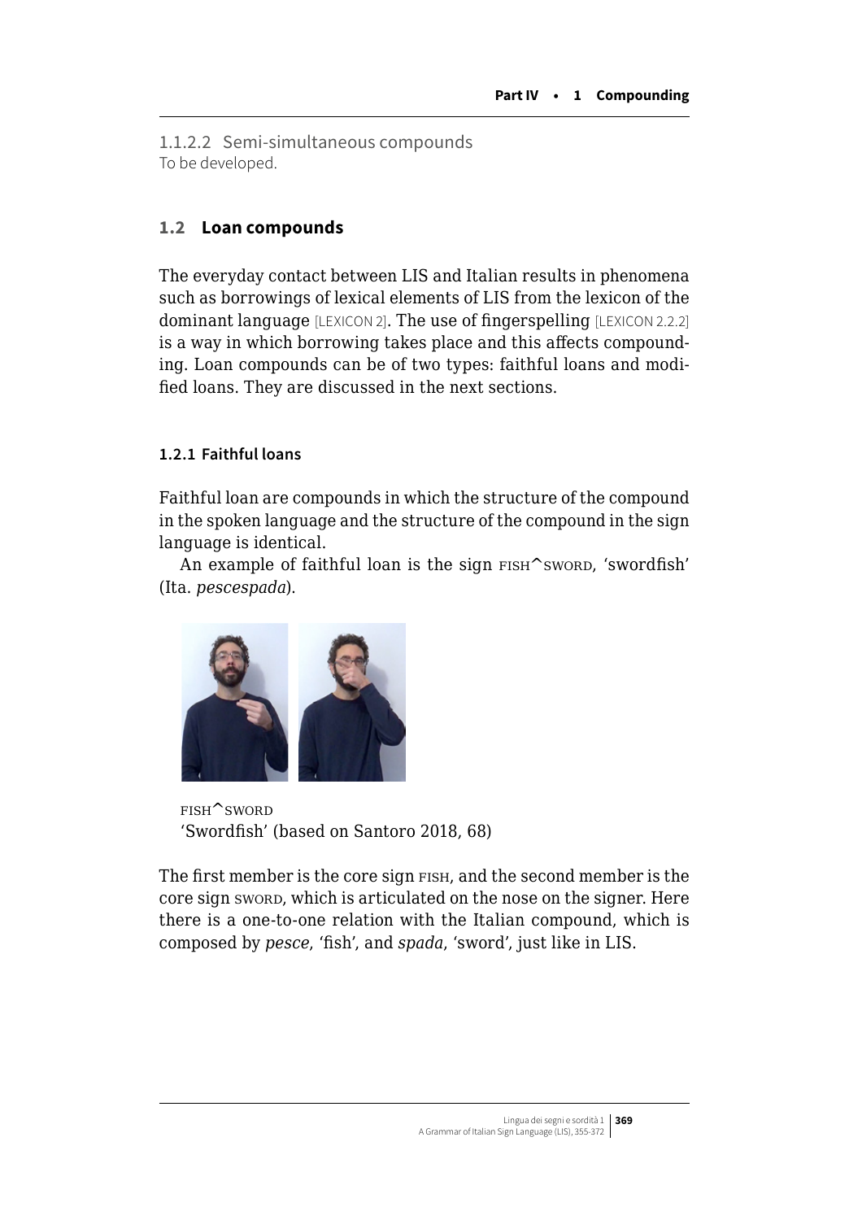#### 1.1.2.2 Semi-simultaneous compounds

To be developed.

## 1.2 Loan compounds

The everyday contact between LIS and Italian results in phenomena such as borrowings of lexical elements of LIS from the lexicon of the dominant language [LEXICON 2]. The use of fingerspelling [LEXICON 2.2.2] is a way in which borrowing takes place and this affects compounding. Loan compounds can be of two types: faithful loans and modified loans. They are discussed in the next sections.

### 1.2.1 Faithful loans

Faithful loan are compounds in which the structure of the compound in the spoken language and the structure of the compound in the sign language is identical.

An example of faithful loan is the sign FISH^SWORD, 'swordfish' (Ita. *pescespada*).

FISH^SWORD
'Swordfish' (based on Santoro 2018, 68)

The first member is the core sign FISH, and the second member is the core sign SWORD, which is articulated on the nose on the signer. Here there is a one-to-one relation with the Italian compound, which is composed by *pesce*, 'fish', and *spada*, 'sword', just like in LIS.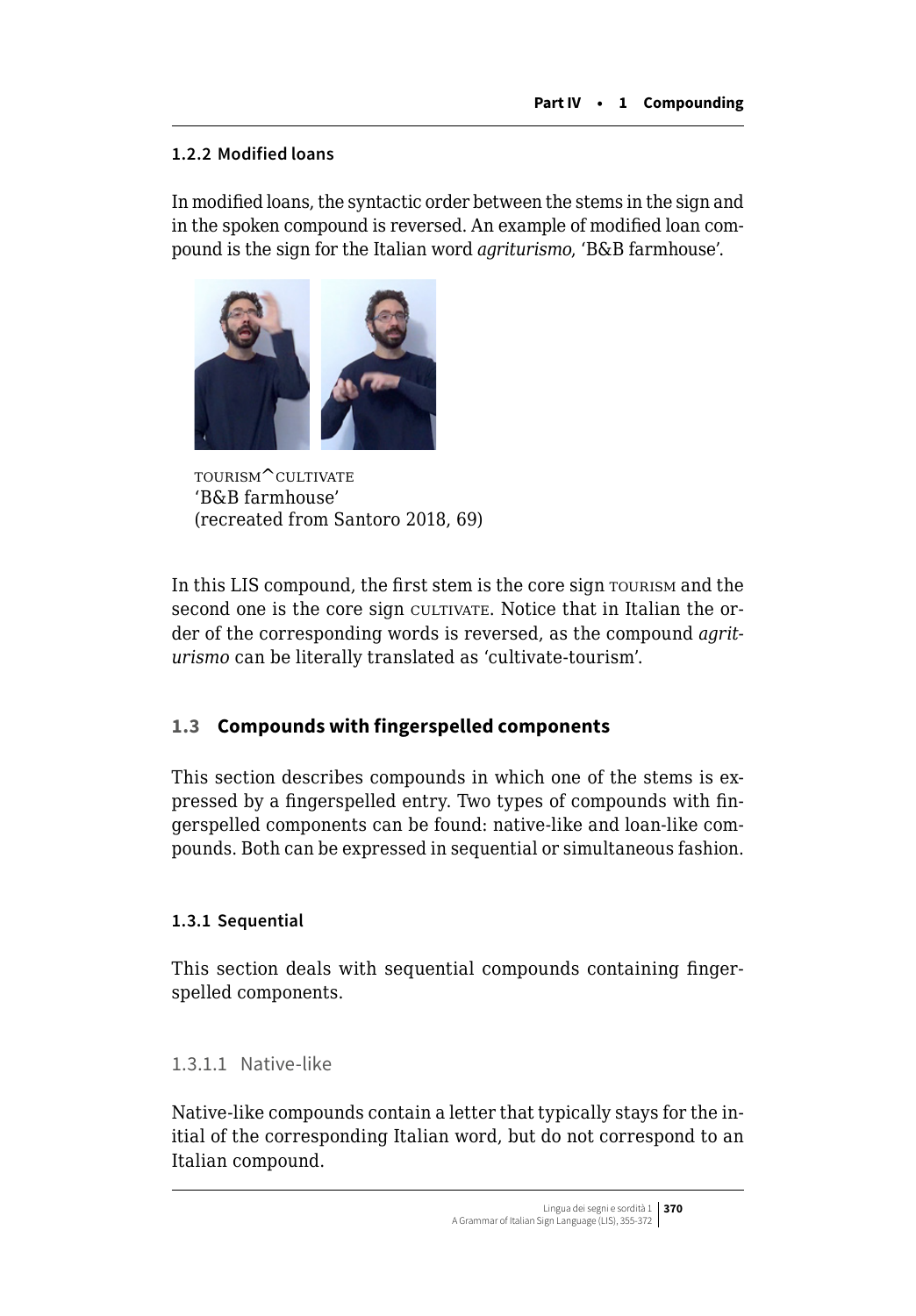### 1.2.2 Modified loans

In modified loans, the syntactic order between the stems in the sign and in the spoken compound is reversed. An example of modified loan compound is the sign for the Italian word *agriturismo*, 'B&B farmhouse'.

TOURISM^CULTIVATE
'B&B farmhouse'
(recreated from Santoro 2018, 69)

In this LIS compound, the first stem is the core sign TOURISM and the second one is the core sign CULTIVATE. Notice that in Italian the order of the corresponding words is reversed, as the compound *agriturismo* can be literally translated as 'cultivate-tourism'.

## 1.3 Compounds with fingerspelled components

This section describes compounds in which one of the stems is expressed by a fingerspelled entry. Two types of compounds with fingerspelled components can be found: native-like and loan-like compounds. Both can be expressed in sequential or simultaneous fashion.

### 1.3.1 Sequential

This section deals with sequential compounds containing fingerspelled components.

#### 1.3.1.1 Native-like

Native-like compounds contain a letter that typically stays for the initial of the corresponding Italian word, but do not correspond to an Italian compound.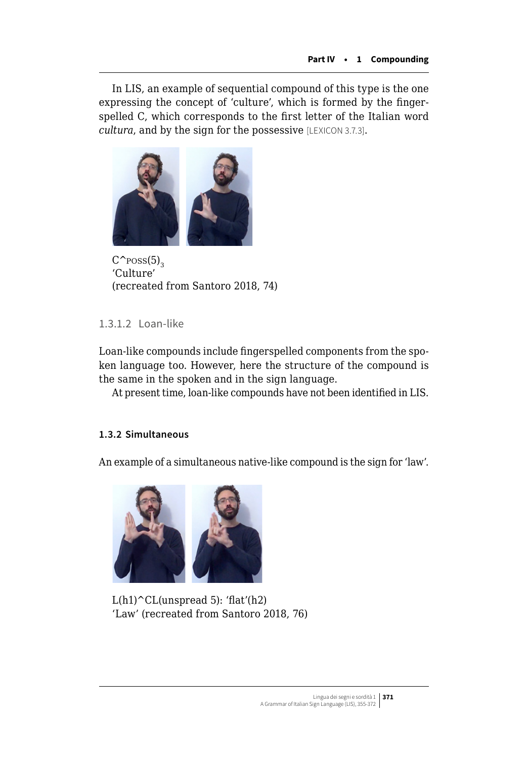In LIS, an example of sequential compound of this type is the one expressing the concept of 'culture', which is formed by the fingerspelled C, which corresponds to the first letter of the Italian word *cultura*, and by the sign for the possessive [LEXICON 3.7.3].

C^POSS(5)$_3$
'Culture'
(recreated from Santoro 2018, 74)

### 1.3.1.2 Loan-like

Loan-like compounds include fingerspelled components from the spoken language too. However, here the structure of the compound is the same in the spoken and in the sign language.

At present time, loan-like compounds have not been identified in LIS.

## 1.3.2 Simultaneous

An example of a simultaneous native-like compound is the sign for 'law'.

L(h1)^CL(unspread 5): 'flat'(h2)
'Law' (recreated from Santoro 2018, 76)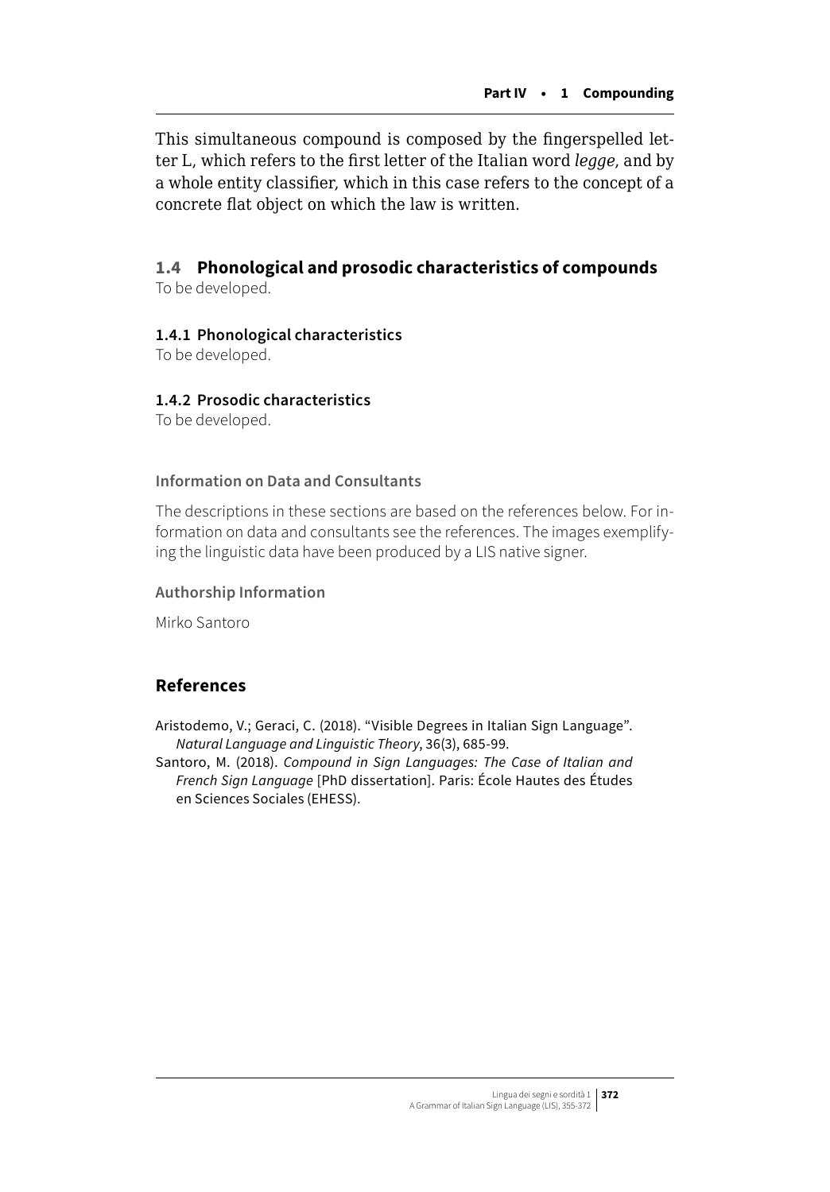This simultaneous compound is composed by the fingerspelled letter L, which refers to the first letter of the Italian word *legge*, and by a whole entity classifier, which in this case refers to the concept of a concrete flat object on which the law is written.

## 1.4 Phonological and prosodic characteristics of compounds

To be developed.

### 1.4.1 Phonological characteristics

To be developed.

### 1.4.2 Prosodic characteristics

To be developed.

#### Information on Data and Consultants

The descriptions in these sections are based on the references below. For information on data and consultants see the references. The images exemplifying the linguistic data have been produced by a LIS native signer.

#### Authorship Information

Mirko Santoro

## References

Aristodemo, V.; Geraci, C. (2018). "Visible Degrees in Italian Sign Language". *Natural Language and Linguistic Theory*, 36(3), 685-99.

Santoro, M. (2018). *Compound in Sign Languages: The Case of Italian and French Sign Language* [PhD dissertation]. Paris: École Hautes des Études en Sciences Sociales (EHESS).